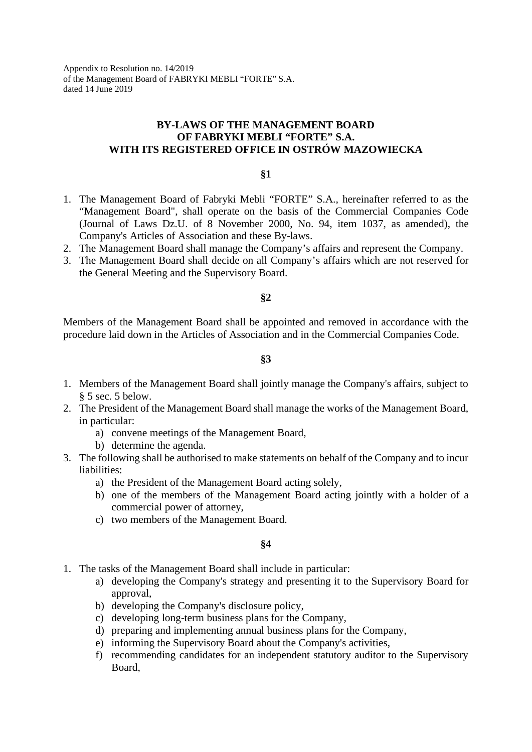Appendix to Resolution no. 14/2019
of the Management Board of FABRYKI MEBLI "FORTE" S.A.
dated 14 June 2019

# BY-LAWS OF THE MANAGEMENT BOARD OF FABRYKI MEBLI "FORTE" S.A. WITH ITS REGISTERED OFFICE IN OSTRÓW MAZOWIECKA

## §1

1. The Management Board of Fabryki Mebli "FORTE" S.A., hereinafter referred to as the "Management Board", shall operate on the basis of the Commercial Companies Code (Journal of Laws Dz.U. of 8 November 2000, No. 94, item 1037, as amended), the Company's Articles of Association and these By-laws.
2. The Management Board shall manage the Company's affairs and represent the Company.
3. The Management Board shall decide on all Company's affairs which are not reserved for the General Meeting and the Supervisory Board.

## §2

Members of the Management Board shall be appointed and removed in accordance with the procedure laid down in the Articles of Association and in the Commercial Companies Code.

## §3

1. Members of the Management Board shall jointly manage the Company's affairs, subject to § 5 sec. 5 below.
2. The President of the Management Board shall manage the works of the Management Board, in particular:
   a) convene meetings of the Management Board,
   b) determine the agenda.
3. The following shall be authorised to make statements on behalf of the Company and to incur liabilities:
   a) the President of the Management Board acting solely,
   b) one of the members of the Management Board acting jointly with a holder of a commercial power of attorney,
   c) two members of the Management Board.

## §4

1. The tasks of the Management Board shall include in particular:
   a) developing the Company's strategy and presenting it to the Supervisory Board for approval,
   b) developing the Company's disclosure policy,
   c) developing long-term business plans for the Company,
   d) preparing and implementing annual business plans for the Company,
   e) informing the Supervisory Board about the Company's activities,
   f) recommending candidates for an independent statutory auditor to the Supervisory Board,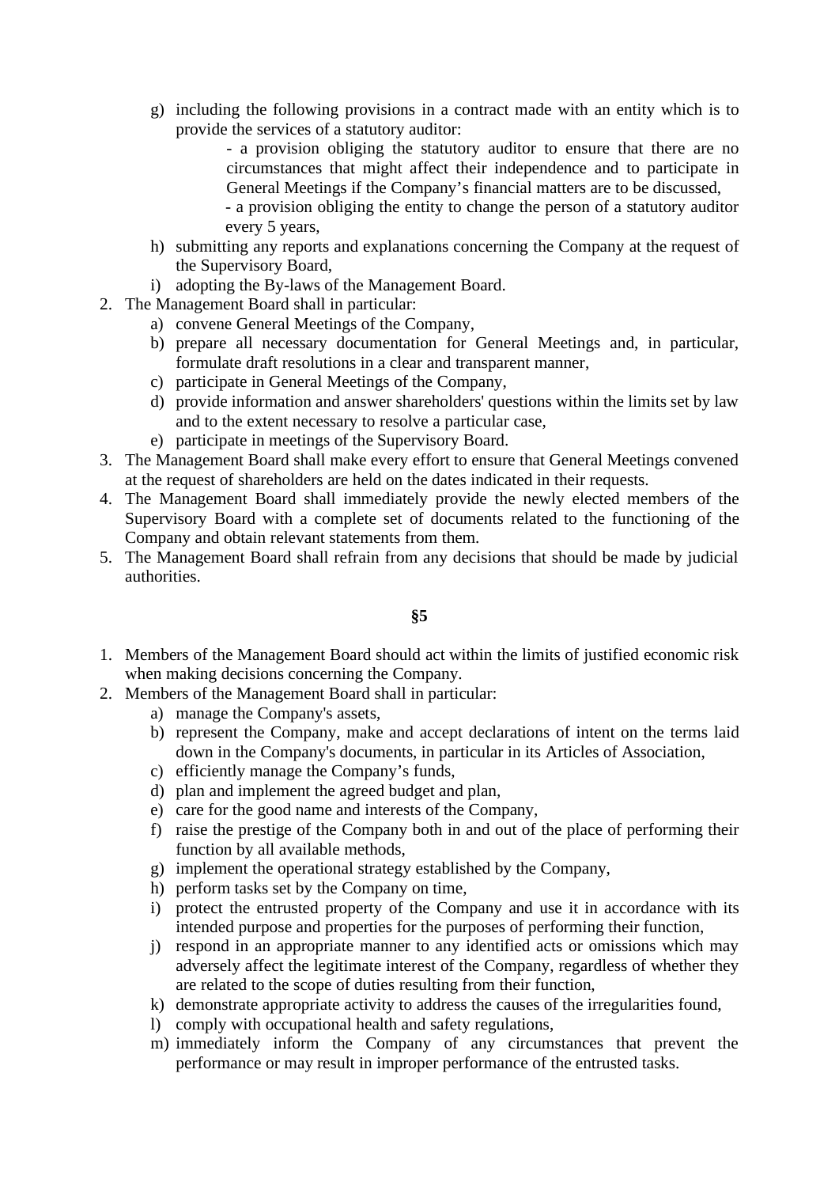g) including the following provisions in a contract made with an entity which is to provide the services of a statutory auditor:
   - a provision obliging the statutory auditor to ensure that there are no circumstances that might affect their independence and to participate in General Meetings if the Company's financial matters are to be discussed,
   - a provision obliging the entity to change the person of a statutory auditor every 5 years,

h) submitting any reports and explanations concerning the Company at the request of the Supervisory Board,

i) adopting the By-laws of the Management Board.

2. The Management Board shall in particular:
   a) convene General Meetings of the Company,
   b) prepare all necessary documentation for General Meetings and, in particular, formulate draft resolutions in a clear and transparent manner,
   c) participate in General Meetings of the Company,
   d) provide information and answer shareholders' questions within the limits set by law and to the extent necessary to resolve a particular case,
   e) participate in meetings of the Supervisory Board.
3. The Management Board shall make every effort to ensure that General Meetings convened at the request of shareholders are held on the dates indicated in their requests.
4. The Management Board shall immediately provide the newly elected members of the Supervisory Board with a complete set of documents related to the functioning of the Company and obtain relevant statements from them.
5. The Management Board shall refrain from any decisions that should be made by judicial authorities.

**§5**

1. Members of the Management Board should act within the limits of justified economic risk when making decisions concerning the Company.
2. Members of the Management Board shall in particular:
   a) manage the Company's assets,
   b) represent the Company, make and accept declarations of intent on the terms laid down in the Company's documents, in particular in its Articles of Association,
   c) efficiently manage the Company's funds,
   d) plan and implement the agreed budget and plan,
   e) care for the good name and interests of the Company,
   f) raise the prestige of the Company both in and out of the place of performing their function by all available methods,
   g) implement the operational strategy established by the Company,
   h) perform tasks set by the Company on time,
   i) protect the entrusted property of the Company and use it in accordance with its intended purpose and properties for the purposes of performing their function,
   j) respond in an appropriate manner to any identified acts or omissions which may adversely affect the legitimate interest of the Company, regardless of whether they are related to the scope of duties resulting from their function,
   k) demonstrate appropriate activity to address the causes of the irregularities found,
   l) comply with occupational health and safety regulations,
   m) immediately inform the Company of any circumstances that prevent the performance or may result in improper performance of the entrusted tasks.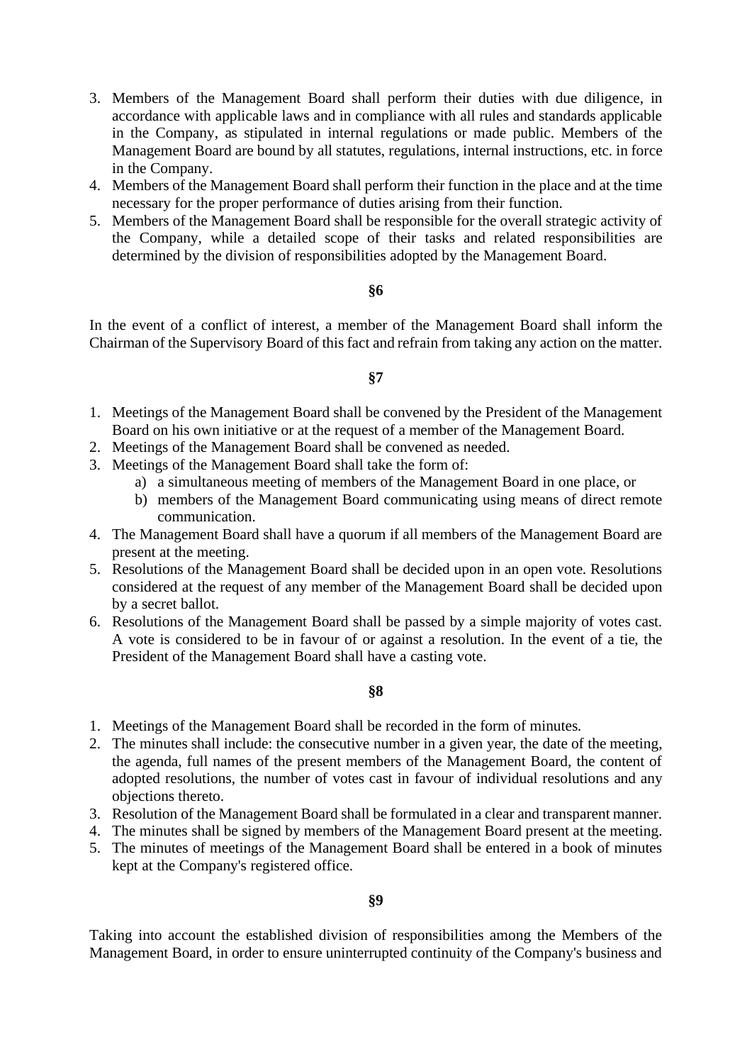3. Members of the Management Board shall perform their duties with due diligence, in accordance with applicable laws and in compliance with all rules and standards applicable in the Company, as stipulated in internal regulations or made public. Members of the Management Board are bound by all statutes, regulations, internal instructions, etc. in force in the Company.
4. Members of the Management Board shall perform their function in the place and at the time necessary for the proper performance of duties arising from their function.
5. Members of the Management Board shall be responsible for the overall strategic activity of the Company, while a detailed scope of their tasks and related responsibilities are determined by the division of responsibilities adopted by the Management Board.

**§6**

In the event of a conflict of interest, a member of the Management Board shall inform the Chairman of the Supervisory Board of this fact and refrain from taking any action on the matter.

**§7**

1. Meetings of the Management Board shall be convened by the President of the Management Board on his own initiative or at the request of a member of the Management Board.
2. Meetings of the Management Board shall be convened as needed.
3. Meetings of the Management Board shall take the form of:
   a) a simultaneous meeting of members of the Management Board in one place, or
   b) members of the Management Board communicating using means of direct remote communication.
4. The Management Board shall have a quorum if all members of the Management Board are present at the meeting.
5. Resolutions of the Management Board shall be decided upon in an open vote. Resolutions considered at the request of any member of the Management Board shall be decided upon by a secret ballot.
6. Resolutions of the Management Board shall be passed by a simple majority of votes cast. A vote is considered to be in favour of or against a resolution. In the event of a tie, the President of the Management Board shall have a casting vote.

**§8**

1. Meetings of the Management Board shall be recorded in the form of minutes.
2. The minutes shall include: the consecutive number in a given year, the date of the meeting, the agenda, full names of the present members of the Management Board, the content of adopted resolutions, the number of votes cast in favour of individual resolutions and any objections thereto.
3. Resolution of the Management Board shall be formulated in a clear and transparent manner.
4. The minutes shall be signed by members of the Management Board present at the meeting.
5. The minutes of meetings of the Management Board shall be entered in a book of minutes kept at the Company's registered office.

**§9**

Taking into account the established division of responsibilities among the Members of the Management Board, in order to ensure uninterrupted continuity of the Company's business and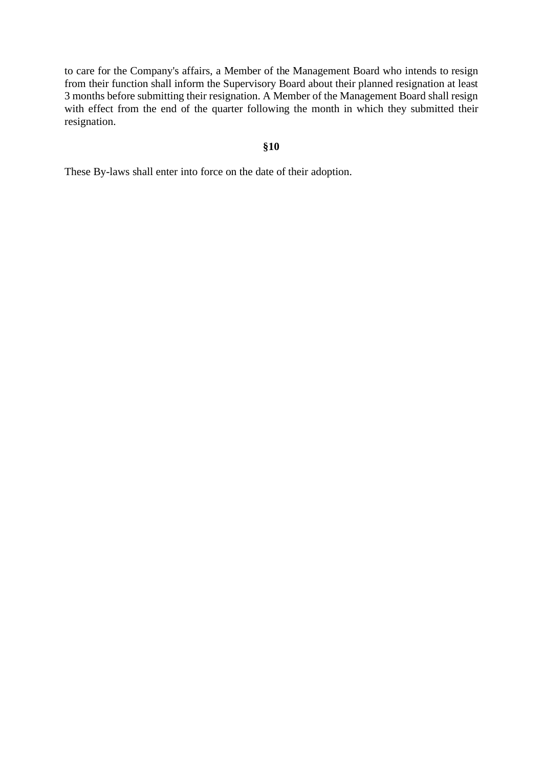to care for the Company's affairs, a Member of the Management Board who intends to resign from their function shall inform the Supervisory Board about their planned resignation at least 3 months before submitting their resignation. A Member of the Management Board shall resign with effect from the end of the quarter following the month in which they submitted their resignation.

**§10**

These By-laws shall enter into force on the date of their adoption.